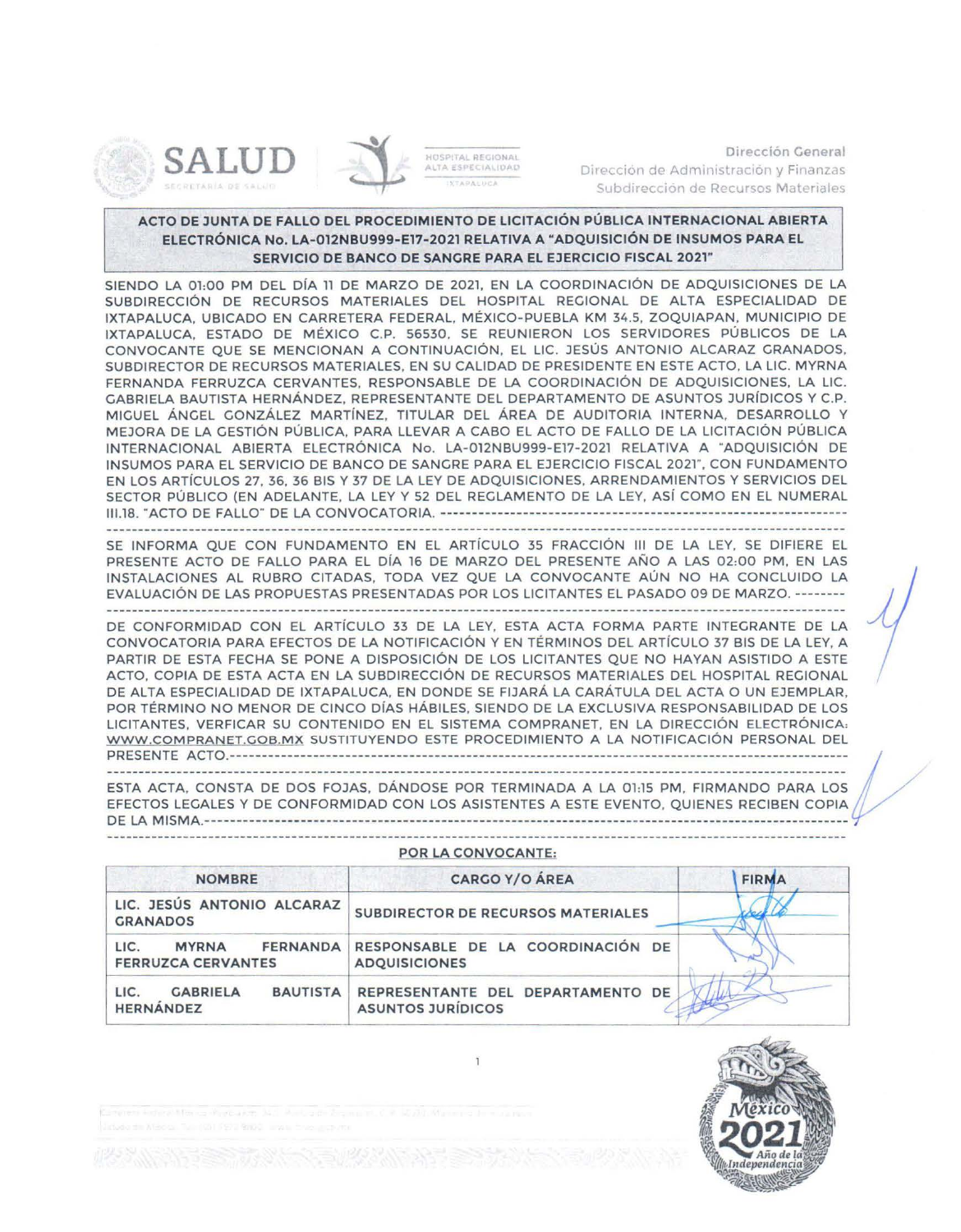Dirección General
Dirección de Administración y Finanzas
Subdirección de Recursos Materiales

## ACTO DE JUNTA DE FALLO DEL PROCEDIMIENTO DE LICITACIÓN PÚBLICA INTERNACIONAL ABIERTA ELECTRÓNICA No. LA-012NBU999-E17-2021 RELATIVA A "ADQUISICIÓN DE INSUMOS PARA EL SERVICIO DE BANCO DE SANGRE PARA EL EJERCICIO FISCAL 2021"

SIENDO LA 01:00 PM DEL DÍA 11 DE MARZO DE 2021, EN LA COORDINACIÓN DE ADQUISICIONES DE LA SUBDIRECCIÓN DE RECURSOS MATERIALES DEL HOSPITAL REGIONAL DE ALTA ESPECIALIDAD DE IXTAPALUCA, UBICADO EN CARRETERA FEDERAL, MÉXICO-PUEBLA KM 34.5, ZOQUIAPAN, MUNICIPIO DE IXTAPALUCA, ESTADO DE MÉXICO C.P. 56530, SE REUNIERON LOS SERVIDORES PÚBLICOS DE LA CONVOCANTE QUE SE MENCIONAN A CONTINUACIÓN, EL LIC. JESÚS ANTONIO ALCARAZ GRANADOS, SUBDIRECTOR DE RECURSOS MATERIALES, EN SU CALIDAD DE PRESIDENTE EN ESTE ACTO, LA LIC. MYRNA FERNANDA FERRUZCA CERVANTES, RESPONSABLE DE LA COORDINACIÓN DE ADQUISICIONES, LA LIC. GABRIELA BAUTISTA HERNÁNDEZ, REPRESENTANTE DEL DEPARTAMENTO DE ASUNTOS JURÍDICOS Y C.P. MIGUEL ÁNGEL GONZÁLEZ MARTÍNEZ, TITULAR DEL ÁREA DE AUDITORIA INTERNA, DESARROLLO Y MEJORA DE LA GESTIÓN PÚBLICA, PARA LLEVAR A CABO EL ACTO DE FALLO DE LA LICITACIÓN PÚBLICA INTERNACIONAL ABIERTA ELECTRÓNICA No. LA-012NBU999-E17-2021 RELATIVA A "ADQUISICIÓN DE INSUMOS PARA EL SERVICIO DE BANCO DE SANGRE PARA EL EJERCICIO FISCAL 2021", CON FUNDAMENTO EN LOS ARTÍCULOS 27, 36, 36 BIS Y 37 DE LA LEY DE ADQUISICIONES, ARRENDAMIENTOS Y SERVICIOS DEL SECTOR PÚBLICO (EN ADELANTE, LA LEY Y 52 DEL REGLAMENTO DE LA LEY, ASÍ COMO EN EL NUMERAL III.18. "ACTO DE FALLO" DE LA CONVOCATORIA. ------------------------------------------------------------

SE INFORMA QUE CON FUNDAMENTO EN EL ARTÍCULO 35 FRACCIÓN III DE LA LEY, SE DIFIERE EL PRESENTE ACTO DE FALLO PARA EL DÍA 16 DE MARZO DEL PRESENTE AÑO A LAS 02:00 PM, EN LAS INSTALACIONES AL RUBRO CITADAS, TODA VEZ QUE LA CONVOCANTE AÚN NO HA CONCLUIDO LA EVALUACIÓN DE LAS PROPUESTAS PRESENTADAS POR LOS LICITANTES EL PASADO 09 DE MARZO. --------

DE CONFORMIDAD CON EL ARTÍCULO 33 DE LA LEY, ESTA ACTA FORMA PARTE INTEGRANTE DE LA CONVOCATORIA PARA EFECTOS DE LA NOTIFICACIÓN Y EN TÉRMINOS DEL ARTÍCULO 37 BIS DE LA LEY, A PARTIR DE ESTA FECHA SE PONE A DISPOSICIÓN DE LOS LICITANTES QUE NO HAYAN ASISTIDO A ESTE ACTO, COPIA DE ESTA ACTA EN LA SUBDIRECCIÓN DE RECURSOS MATERIALES DEL HOSPITAL REGIONAL DE ALTA ESPECIALIDAD DE IXTAPALUCA, EN DONDE SE FIJARÁ LA CARÁTULA DEL ACTA O UN EJEMPLAR, POR TÉRMINO NO MENOR DE CINCO DÍAS HÁBILES, SIENDO DE LA EXCLUSIVA RESPONSABILIDAD DE LOS LICITANTES, VERIFICAR SU CONTENIDO EN EL SISTEMA COMPRANET, EN LA DIRECCIÓN ELECTRÓNICA: WWW.COMPRANET.GOB.MX SUSTITUYENDO ESTE PROCEDIMIENTO A LA NOTIFICACIÓN PERSONAL DEL PRESENTE ACTO.------------------------------------------------------------

ESTA ACTA, CONSTA DE DOS FOJAS, DÁNDOSE POR TERMINADA A LA 01:15 PM, FIRMANDO PARA LOS EFECTOS LEGALES Y DE CONFORMIDAD CON LOS ASISTENTES A ESTE EVENTO, QUIENES RECIBEN COPIA DE LA MISMA.------------------------------------------------------------

**POR LA CONVOCANTE:**

| NOMBRE | CARGO Y/O ÁREA | FIRMA |
|---|---|---|
| LIC. JESÚS ANTONIO ALCARAZ GRANADOS | SUBDIRECTOR DE RECURSOS MATERIALES | |
| LIC. MYRNA FERNANDA FERRUZCA CERVANTES | RESPONSABLE DE LA COORDINACIÓN DE ADQUISICIONES | |
| LIC. GABRIELA BAUTISTA HERNÁNDEZ | REPRESENTANTE DEL DEPARTAMENTO DE ASUNTOS JURÍDICOS | |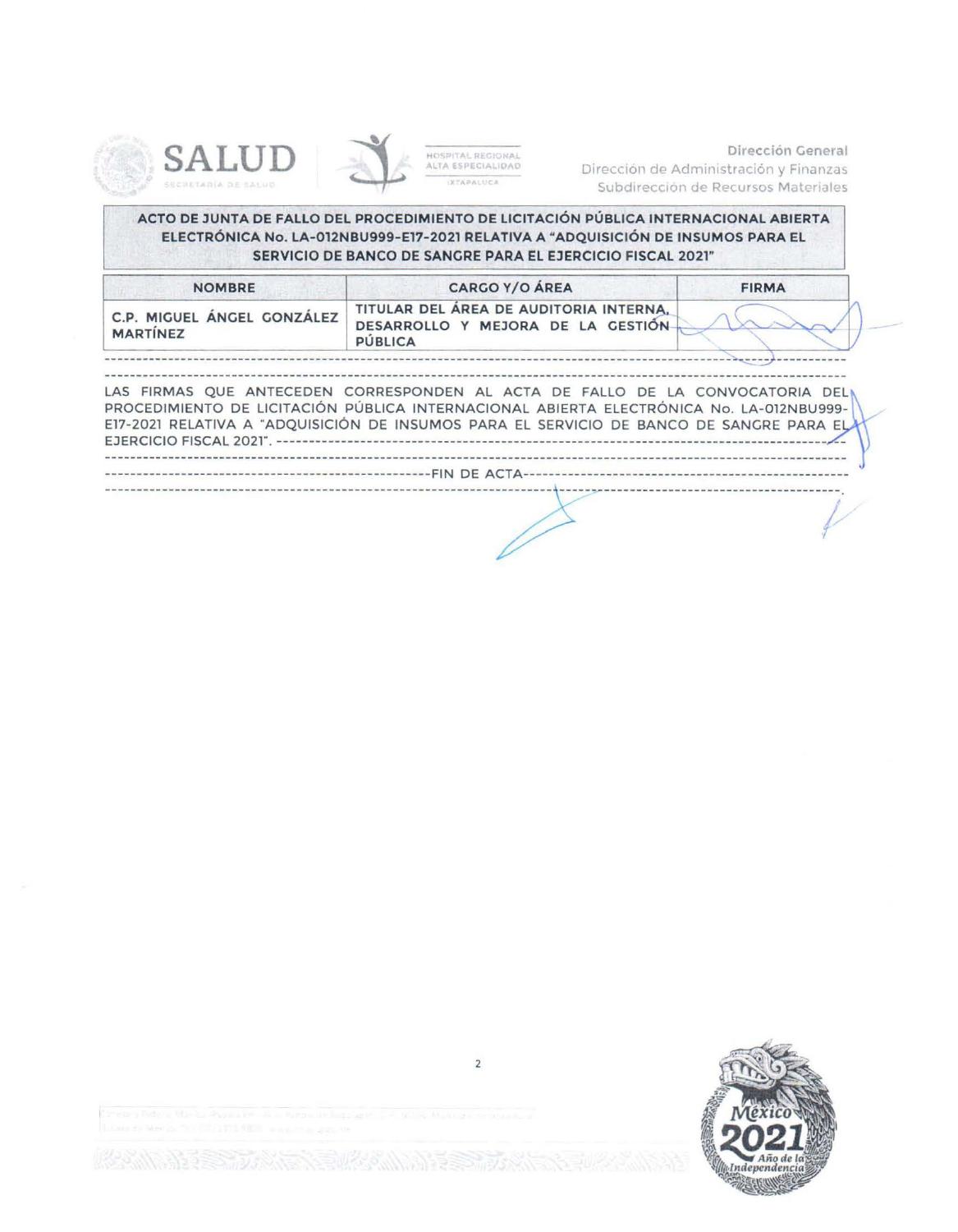**ACTO DE JUNTA DE FALLO DEL PROCEDIMIENTO DE LICITACIÓN PÚBLICA INTERNACIONAL ABIERTA ELECTRÓNICA No. LA-012NBU999-E17-2021 RELATIVA A "ADQUISICIÓN DE INSUMOS PARA EL SERVICIO DE BANCO DE SANGRE PARA EL EJERCICIO FISCAL 2021"**

| NOMBRE | CARGO Y/O ÁREA | FIRMA |
|---|---|---|
| C.P. MIGUEL ÁNGEL GONZÁLEZ MARTÍNEZ | TITULAR DEL ÁREA DE AUDITORIA INTERNA, DESARROLLO Y MEJORA DE LA GESTIÓN PÚBLICA | |

LAS FIRMAS QUE ANTECEDEN CORRESPONDEN AL ACTA DE FALLO DE LA CONVOCATORIA DEL PROCEDIMIENTO DE LICITACIÓN PÚBLICA INTERNACIONAL ABIERTA ELECTRÓNICA No. LA-012NBU999-E17-2021 RELATIVA A "ADQUISICIÓN DE INSUMOS PARA EL SERVICIO DE BANCO DE SANGRE PARA EL EJERCICIO FISCAL 2021". ------------------------------------------------------------

--------------------------------------------------FIN DE ACTA--------------------------------------------------